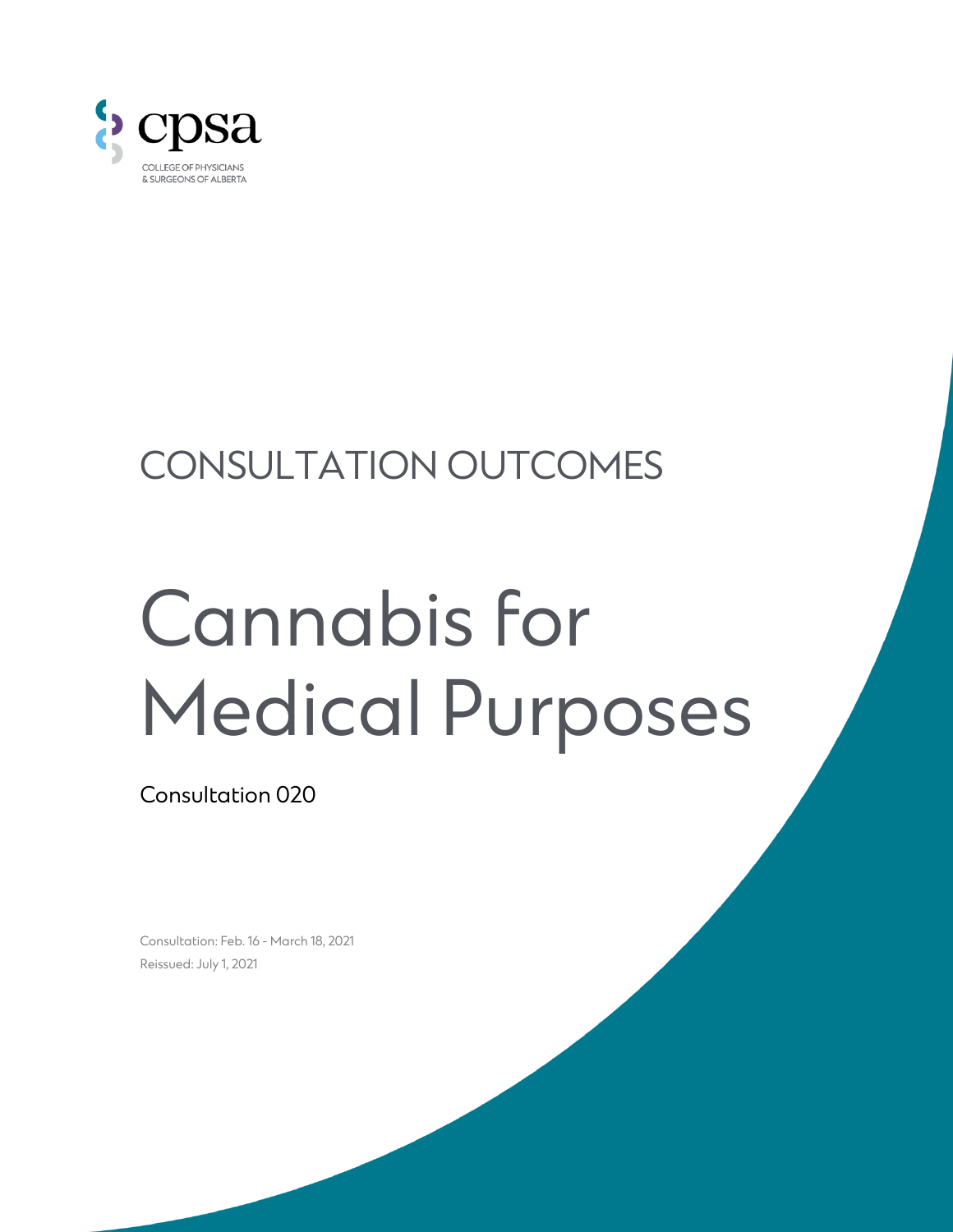cpsa

COLLEGE OF PHYSICIANS & SURGEONS OF ALBERTA

CONSULTATION OUTCOMES

# Cannabis for Medical Purposes

Consultation 020

Consultation: Feb. 16 - March 18, 2021

Reissued: July 1, 2021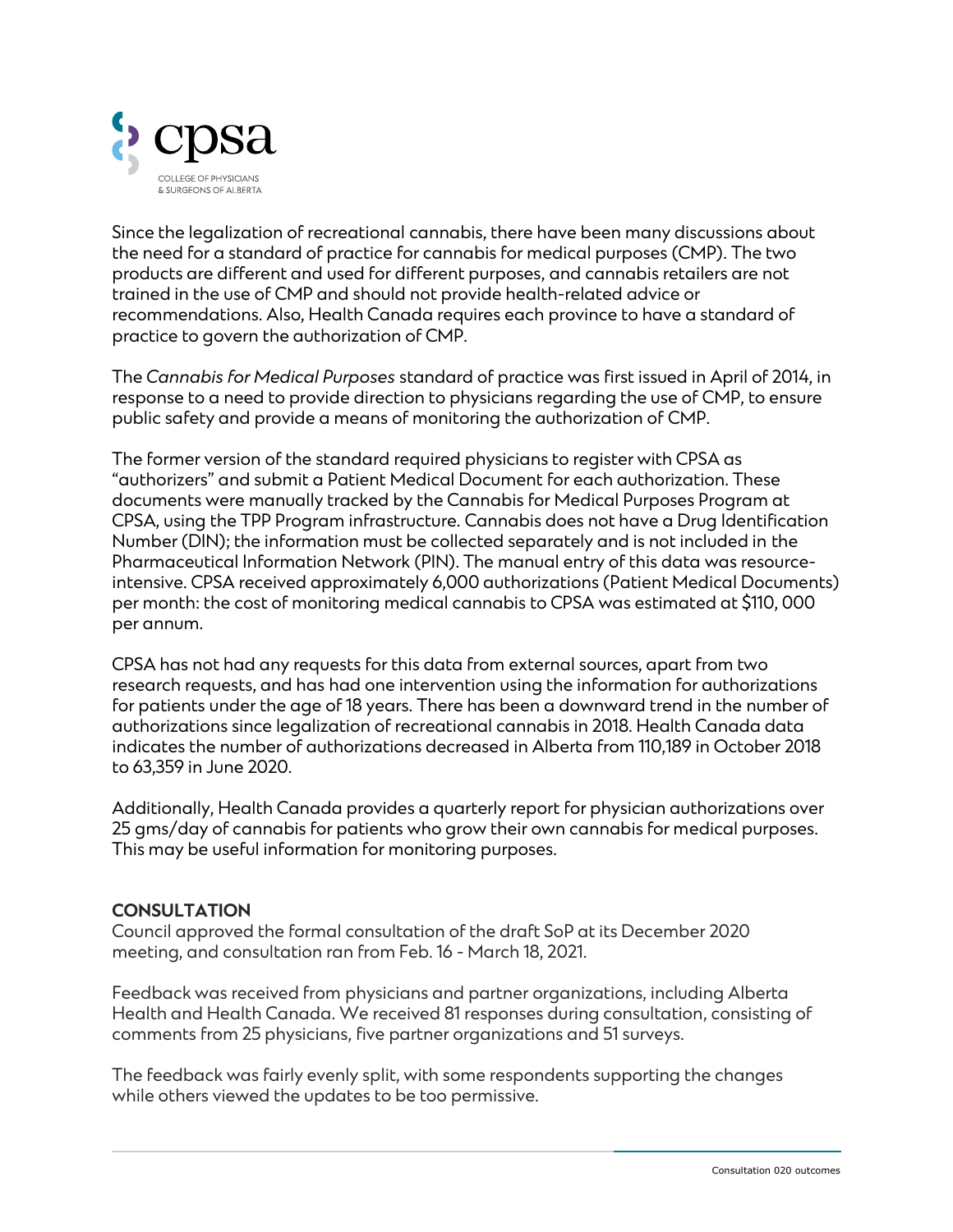Since the legalization of recreational cannabis, there have been many discussions about the need for a standard of practice for cannabis for medical purposes (CMP). The two products are different and used for different purposes, and cannabis retailers are not trained in the use of CMP and should not provide health-related advice or recommendations. Also, Health Canada requires each province to have a standard of practice to govern the authorization of CMP.

The *Cannabis for Medical Purposes* standard of practice was first issued in April of 2014, in response to a need to provide direction to physicians regarding the use of CMP, to ensure public safety and provide a means of monitoring the authorization of CMP.

The former version of the standard required physicians to register with CPSA as "authorizers" and submit a Patient Medical Document for each authorization. These documents were manually tracked by the Cannabis for Medical Purposes Program at CPSA, using the TPP Program infrastructure. Cannabis does not have a Drug Identification Number (DIN); the information must be collected separately and is not included in the Pharmaceutical Information Network (PIN). The manual entry of this data was resource-intensive. CPSA received approximately 6,000 authorizations (Patient Medical Documents) per month: the cost of monitoring medical cannabis to CPSA was estimated at $110, 000 per annum.

CPSA has not had any requests for this data from external sources, apart from two research requests, and has had one intervention using the information for authorizations for patients under the age of 18 years. There has been a downward trend in the number of authorizations since legalization of recreational cannabis in 2018. Health Canada data indicates the number of authorizations decreased in Alberta from 110,189 in October 2018 to 63,359 in June 2020.

Additionally, Health Canada provides a quarterly report for physician authorizations over 25 gms/day of cannabis for patients who grow their own cannabis for medical purposes. This may be useful information for monitoring purposes.

**CONSULTATION**

Council approved the formal consultation of the draft SoP at its December 2020 meeting, and consultation ran from Feb. 16 - March 18, 2021.

Feedback was received from physicians and partner organizations, including Alberta Health and Health Canada. We received 81 responses during consultation, consisting of comments from 25 physicians, five partner organizations and 51 surveys.

The feedback was fairly evenly split, with some respondents supporting the changes while others viewed the updates to be too permissive.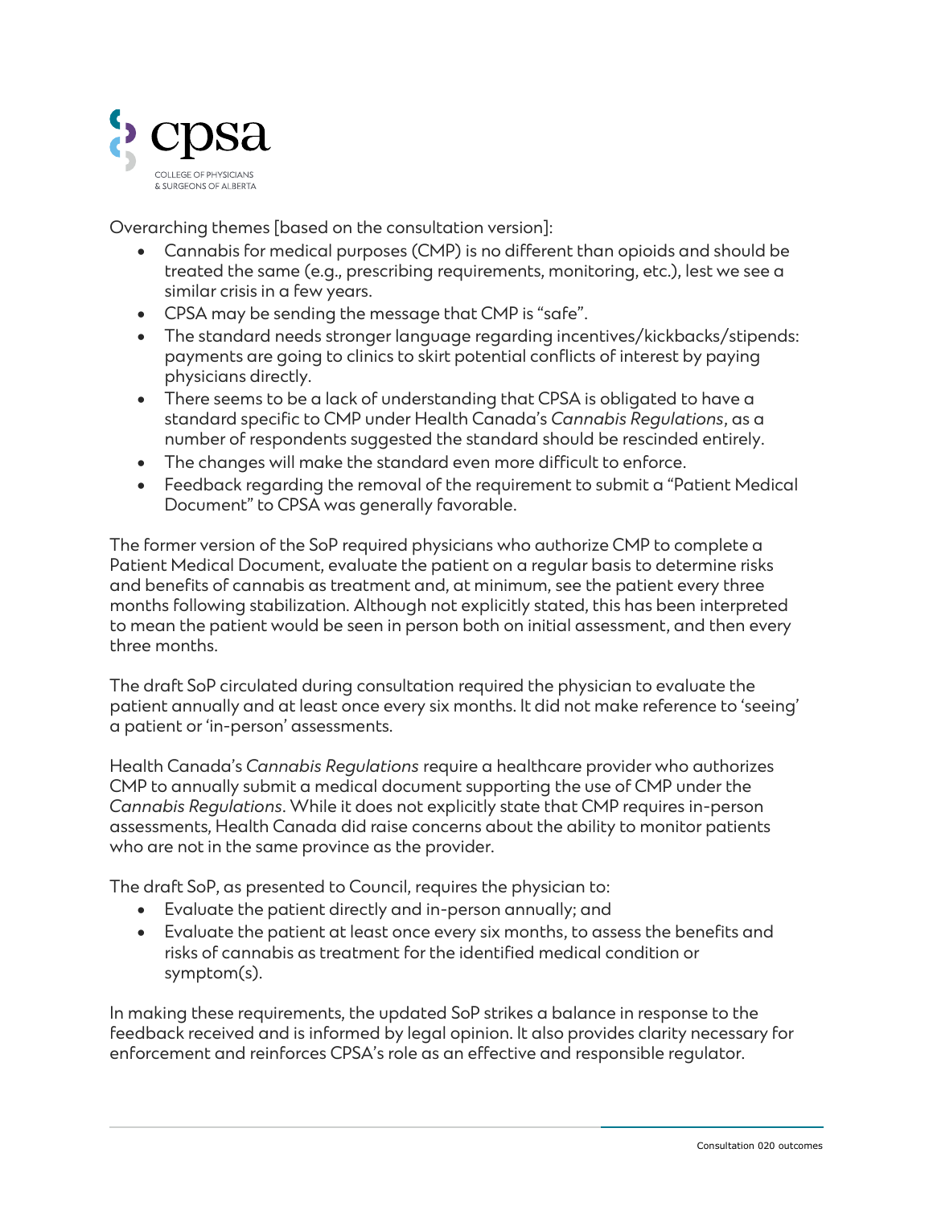Overarching themes [based on the consultation version]:

- Cannabis for medical purposes (CMP) is no different than opioids and should be treated the same (e.g., prescribing requirements, monitoring, etc.), lest we see a similar crisis in a few years.
- CPSA may be sending the message that CMP is "safe".
- The standard needs stronger language regarding incentives/kickbacks/stipends: payments are going to clinics to skirt potential conflicts of interest by paying physicians directly.
- There seems to be a lack of understanding that CPSA is obligated to have a standard specific to CMP under Health Canada's *Cannabis Regulations*, as a number of respondents suggested the standard should be rescinded entirely.
- The changes will make the standard even more difficult to enforce.
- Feedback regarding the removal of the requirement to submit a "Patient Medical Document" to CPSA was generally favorable.

The former version of the SoP required physicians who authorize CMP to complete a Patient Medical Document, evaluate the patient on a regular basis to determine risks and benefits of cannabis as treatment and, at minimum, see the patient every three months following stabilization. Although not explicitly stated, this has been interpreted to mean the patient would be seen in person both on initial assessment, and then every three months.

The draft SoP circulated during consultation required the physician to evaluate the patient annually and at least once every six months. It did not make reference to 'seeing' a patient or 'in-person' assessments.

Health Canada's *Cannabis Regulations* require a healthcare provider who authorizes CMP to annually submit a medical document supporting the use of CMP under the *Cannabis Regulations*. While it does not explicitly state that CMP requires in-person assessments, Health Canada did raise concerns about the ability to monitor patients who are not in the same province as the provider.

The draft SoP, as presented to Council, requires the physician to:

- Evaluate the patient directly and in-person annually; and
- Evaluate the patient at least once every six months, to assess the benefits and risks of cannabis as treatment for the identified medical condition or symptom(s).

In making these requirements, the updated SoP strikes a balance in response to the feedback received and is informed by legal opinion. It also provides clarity necessary for enforcement and reinforces CPSA's role as an effective and responsible regulator.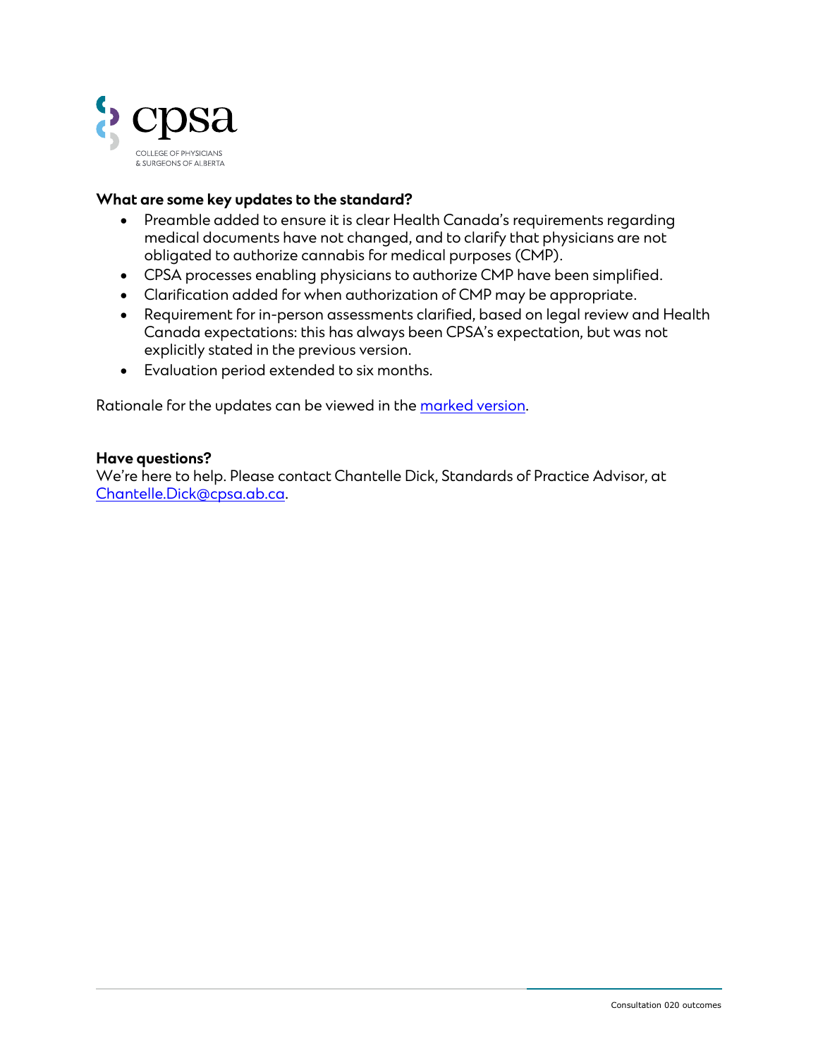**What are some key updates to the standard?**

- Preamble added to ensure it is clear Health Canada's requirements regarding medical documents have not changed, and to clarify that physicians are not obligated to authorize cannabis for medical purposes (CMP).
- CPSA processes enabling physicians to authorize CMP have been simplified.
- Clarification added for when authorization of CMP may be appropriate.
- Requirement for in-person assessments clarified, based on legal review and Health Canada expectations: this has always been CPSA's expectation, but was not explicitly stated in the previous version.
- Evaluation period extended to six months.

Rationale for the updates can be viewed in the marked version.

**Have questions?**

We're here to help. Please contact Chantelle Dick, Standards of Practice Advisor, at Chantelle.Dick@cpsa.ab.ca.